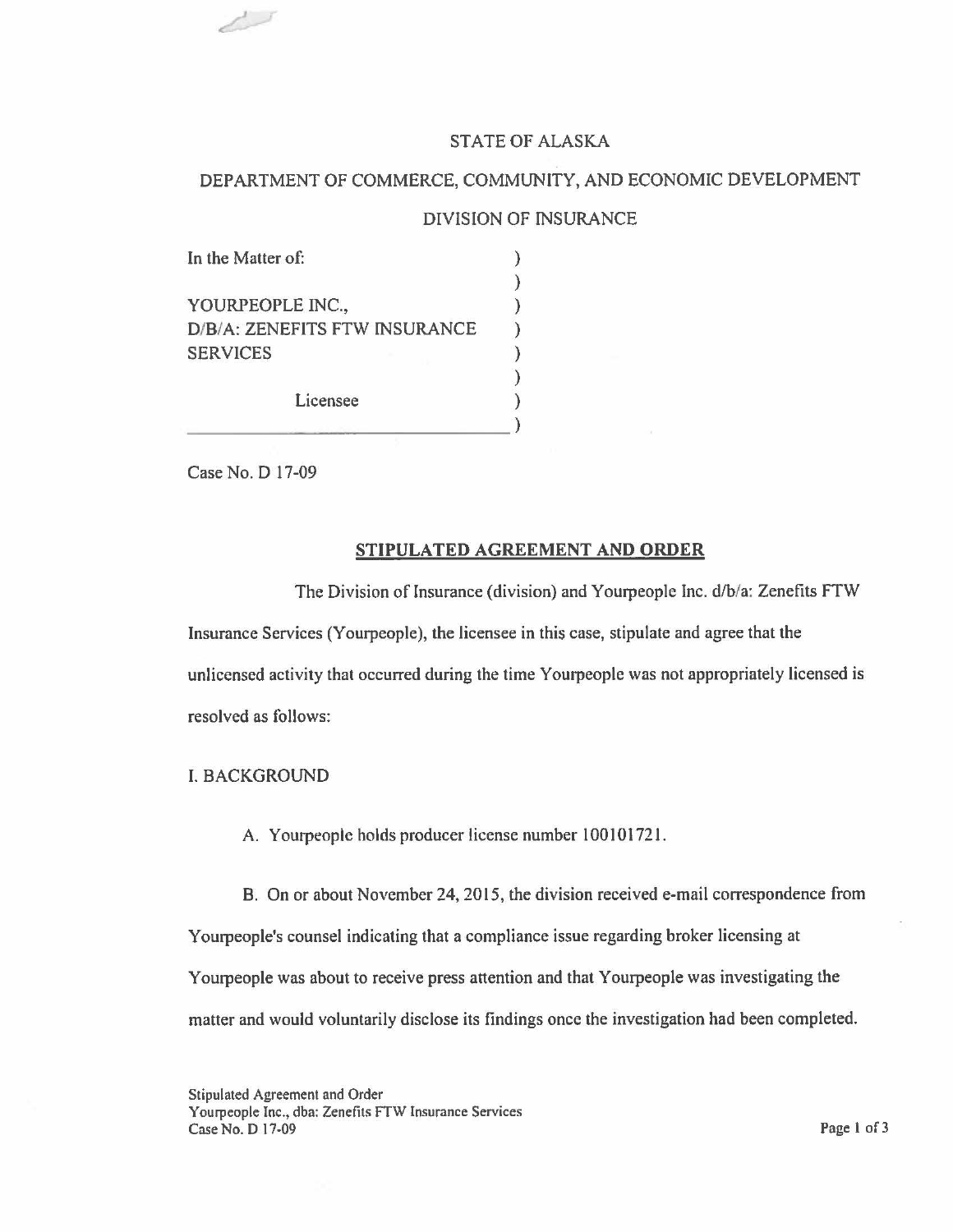STATE OF ALASKA

DEPARTMENT OF COMMERCE, COMMUNITY, AND ECONOMIC DEVELOPMENT

DIVISION OF INSURANCE

In the Matter of:

YOURPEOPLE INC.,
D/B/A: ZENEFITS FTW INSURANCE SERVICES

Licensee

Case No. D 17-09

## STIPULATED AGREEMENT AND ORDER

The Division of Insurance (division) and Yourpeople Inc. d/b/a: Zenefits FTW Insurance Services (Yourpeople), the licensee in this case, stipulate and agree that the unlicensed activity that occurred during the time Yourpeople was not appropriately licensed is resolved as follows:

### I. BACKGROUND

A. Yourpeople holds producer license number 100101721.

B. On or about November 24, 2015, the division received e-mail correspondence from Yourpeople's counsel indicating that a compliance issue regarding broker licensing at Yourpeople was about to receive press attention and that Yourpeople was investigating the matter and would voluntarily disclose its findings once the investigation had been completed.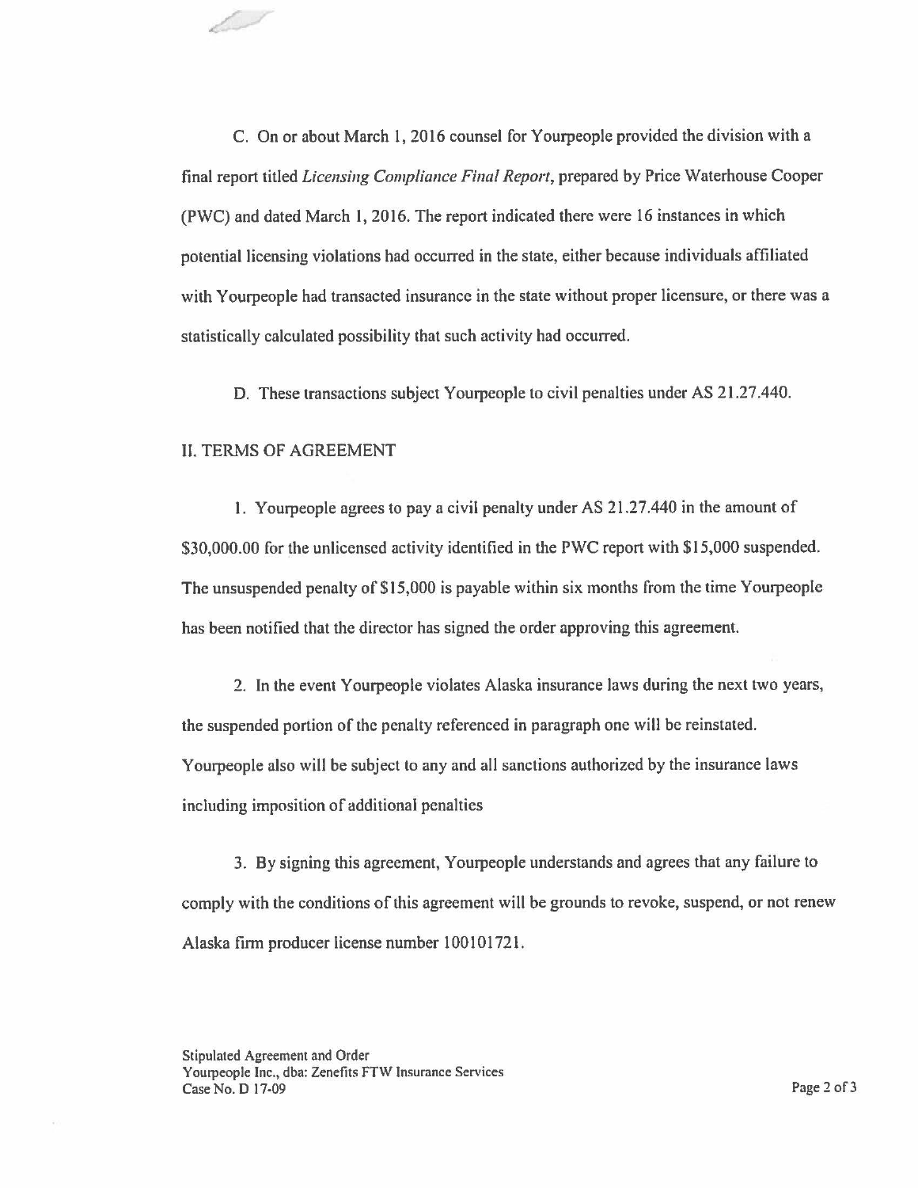C. On or about March 1, 2016 counsel for Yourpeople provided the division with a final report titled *Licensing Compliance Final Report*, prepared by Price Waterhouse Cooper (PWC) and dated March 1, 2016. The report indicated there were 16 instances in which potential licensing violations had occurred in the state, either because individuals affiliated with Yourpeople had transacted insurance in the state without proper licensure, or there was a statistically calculated possibility that such activity had occurred.

D. These transactions subject Yourpeople to civil penalties under AS 21.27.440.

## II. TERMS OF AGREEMENT

1. Yourpeople agrees to pay a civil penalty under AS 21.27.440 in the amount of $30,000.00 for the unlicensed activity identified in the PWC report with $15,000 suspended. The unsuspended penalty of $15,000 is payable within six months from the time Yourpeople has been notified that the director has signed the order approving this agreement.

2. In the event Yourpeople violates Alaska insurance laws during the next two years, the suspended portion of the penalty referenced in paragraph one will be reinstated. Yourpeople also will be subject to any and all sanctions authorized by the insurance laws including imposition of additional penalties

3. By signing this agreement, Yourpeople understands and agrees that any failure to comply with the conditions of this agreement will be grounds to revoke, suspend, or not renew Alaska firm producer license number 100101721.

Stipulated Agreement and Order
Yourpeople Inc., dba: Zenefits FTW Insurance Services
Case No. D 17-09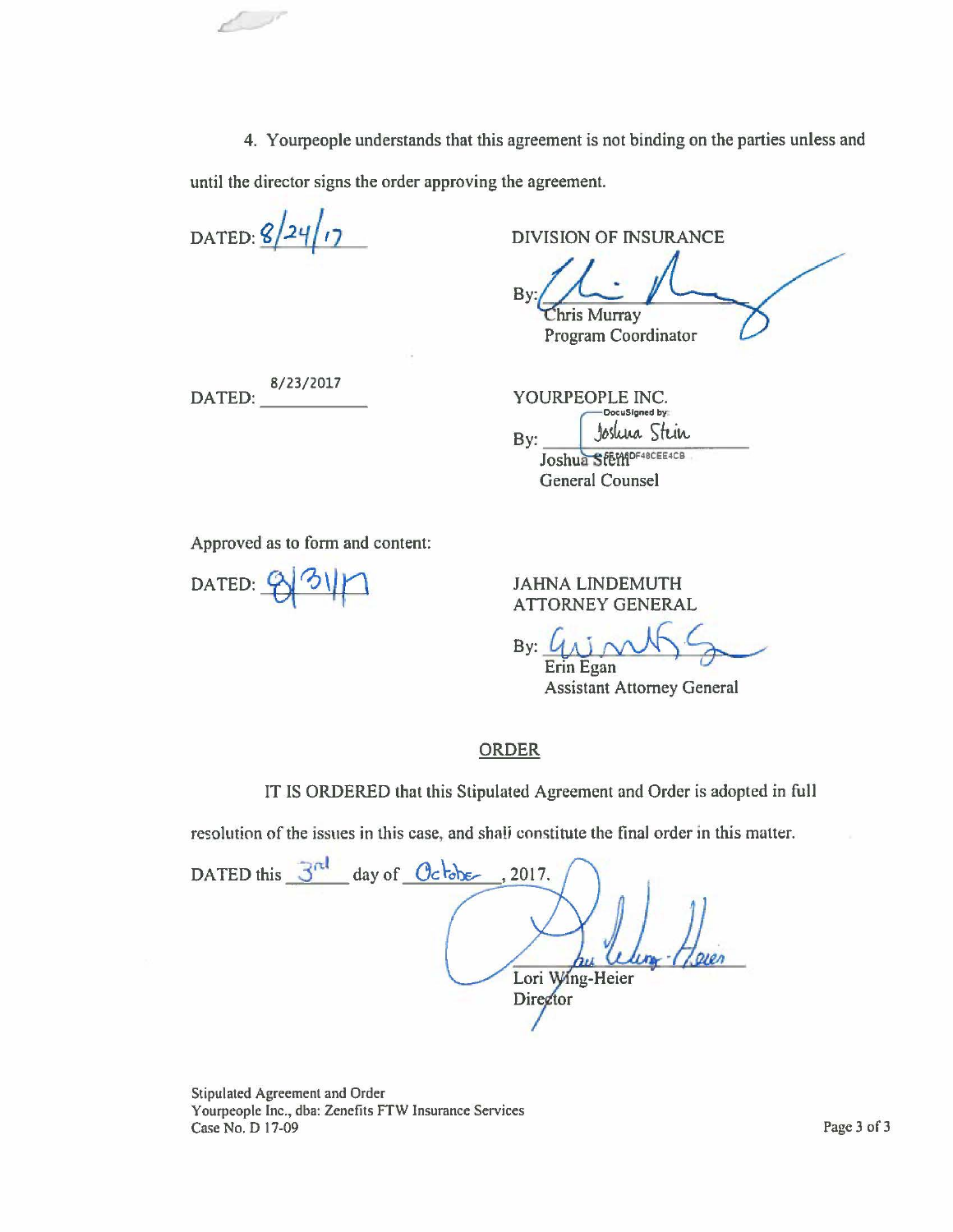4. Yourpeople understands that this agreement is not binding on the parties unless and until the director signs the order approving the agreement.

DATED: 8/24/17

DIVISION OF INSURANCE

By: 
Chris Murray
Program Coordinator

DATED: 8/23/2017

YOURPEOPLE INC.

By: Joshua Stein
Joshua Stein
General Counsel

Approved as to form and content:

DATED: 8/31/17

JAHNA LINDEMUTH
ATTORNEY GENERAL

By: 
Erin Egan
Assistant Attorney General

## ORDER

IT IS ORDERED that this Stipulated Agreement and Order is adopted in full resolution of the issues in this case, and shall constitute the final order in this matter.

DATED this 3rd day of October, 2017.

Lori Wing-Heier
Director

Stipulated Agreement and Order
Yourpeople Inc., dba: Zenefits FTW Insurance Services
Case No. D 17-09